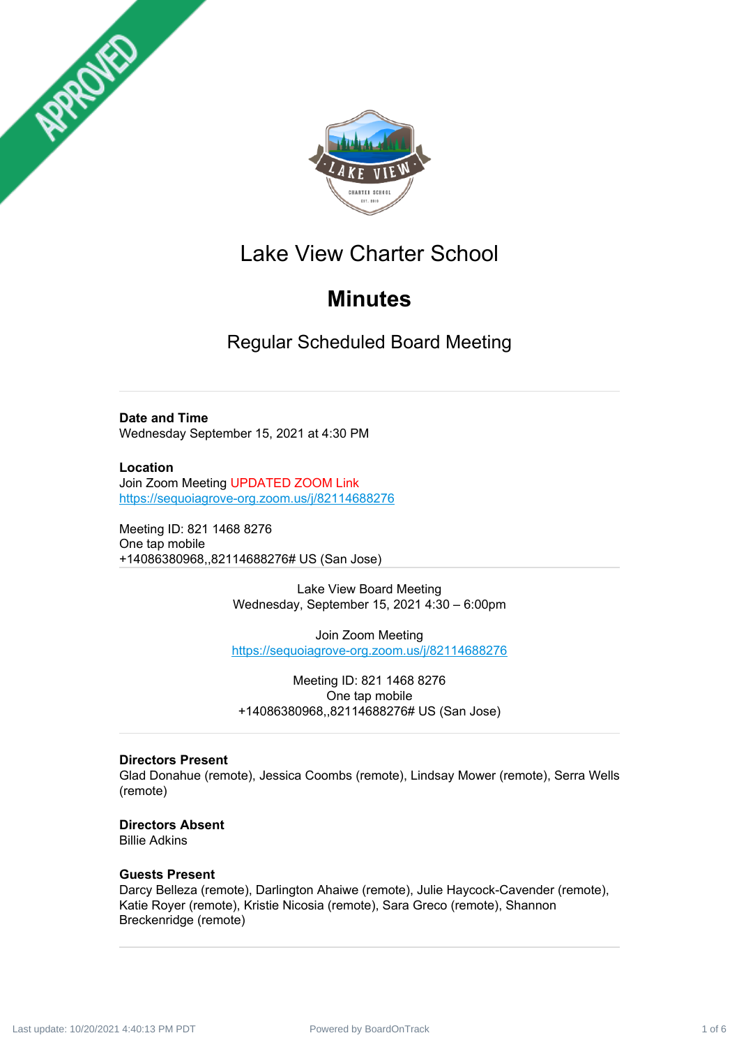# Lake View Charter School

## Minutes

### Regular Scheduled Board Meeting

---

**Date and Time**
Wednesday September 15, 2021 at 4:30 PM

**Location**
Join Zoom Meeting UPDATED ZOOM Link
https://sequoiagrove-org.zoom.us/j/82114688276

Meeting ID: 821 1468 8276
One tap mobile
+14086380968,,82114688276# US (San Jose)

---

Lake View Board Meeting
Wednesday, September 15, 2021 4:30 – 6:00pm

Join Zoom Meeting
https://sequoiagrove-org.zoom.us/j/82114688276

Meeting ID: 821 1468 8276
One tap mobile
+14086380968,,82114688276# US (San Jose)

---

**Directors Present**
Glad Donahue (remote), Jessica Coombs (remote), Lindsay Mower (remote), Serra Wells (remote)

**Directors Absent**
Billie Adkins

**Guests Present**
Darcy Belleza (remote), Darlington Ahaiwe (remote), Julie Haycock-Cavender (remote), Katie Royer (remote), Kristie Nicosia (remote), Sara Greco (remote), Shannon Breckenridge (remote)

---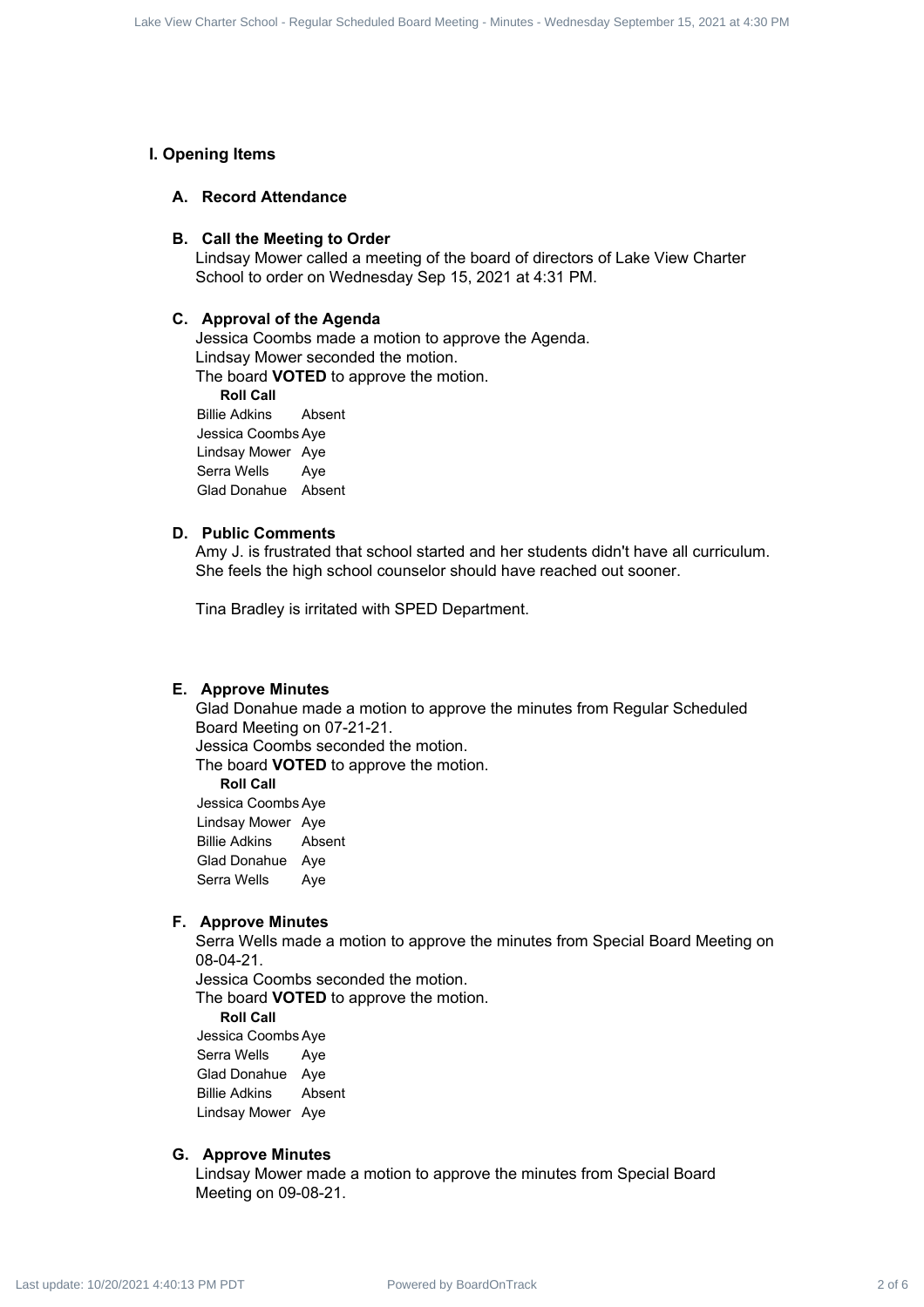## I. Opening Items

### A. Record Attendance

### B. Call the Meeting to Order

Lindsay Mower called a meeting of the board of directors of Lake View Charter School to order on Wednesday Sep 15, 2021 at 4:31 PM.

### C. Approval of the Agenda

Jessica Coombs made a motion to approve the Agenda.
Lindsay Mower seconded the motion.
The board **VOTED** to approve the motion.

**Roll Call**

| | |
|---|---|
| Billie Adkins | Absent |
| Jessica Coombs | Aye |
| Lindsay Mower | Aye |
| Serra Wells | Aye |
| Glad Donahue | Absent |

### D. Public Comments

Amy J. is frustrated that school started and her students didn't have all curriculum. She feels the high school counselor should have reached out sooner.

Tina Bradley is irritated with SPED Department.

### E. Approve Minutes

Glad Donahue made a motion to approve the minutes from Regular Scheduled Board Meeting on 07-21-21.
Jessica Coombs seconded the motion.
The board **VOTED** to approve the motion.

**Roll Call**

| | |
|---|---|
| Jessica Coombs | Aye |
| Lindsay Mower | Aye |
| Billie Adkins | Absent |
| Glad Donahue | Aye |
| Serra Wells | Aye |

### F. Approve Minutes

Serra Wells made a motion to approve the minutes from Special Board Meeting on 08-04-21.
Jessica Coombs seconded the motion.
The board **VOTED** to approve the motion.

**Roll Call**

| | |
|---|---|
| Jessica Coombs | Aye |
| Serra Wells | Aye |
| Glad Donahue | Aye |
| Billie Adkins | Absent |
| Lindsay Mower | Aye |

### G. Approve Minutes

Lindsay Mower made a motion to approve the minutes from Special Board Meeting on 09-08-21.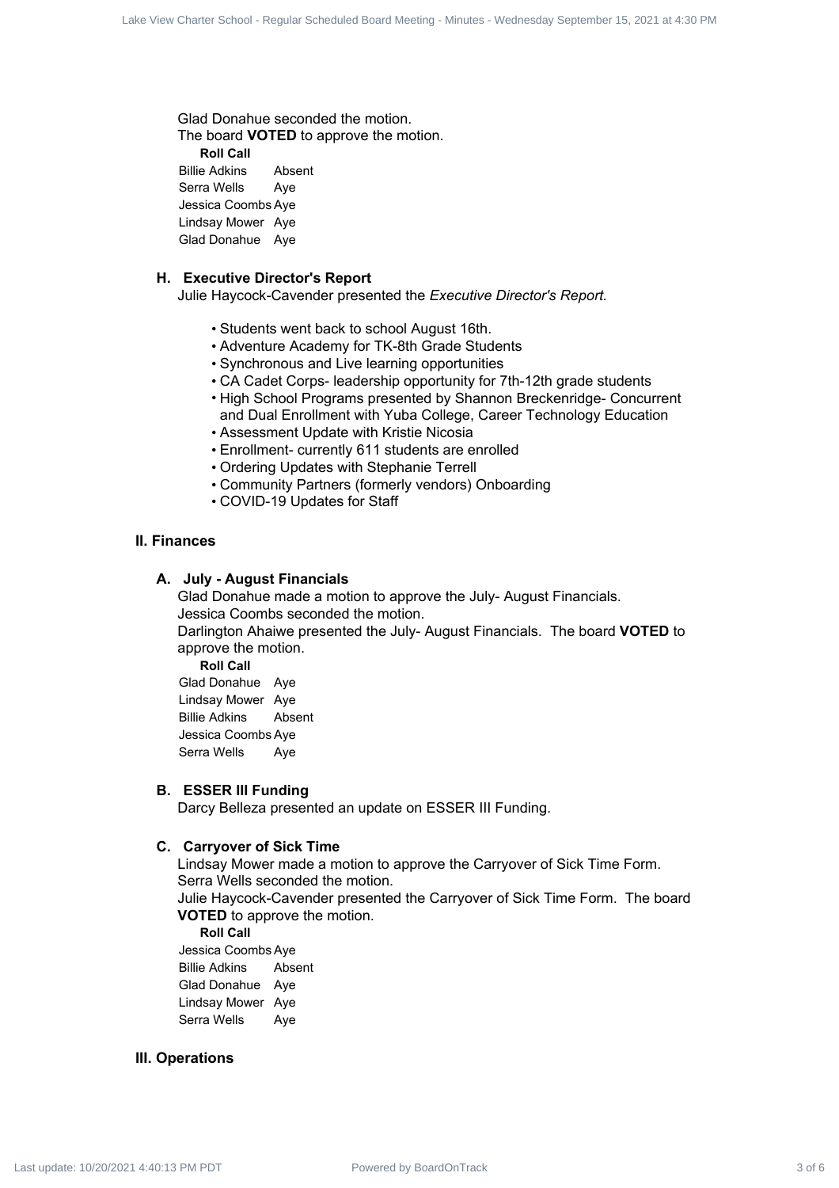Glad Donahue seconded the motion.

The board **VOTED** to approve the motion.

**Roll Call**

| | |
|---|---|
| Billie Adkins | Absent |
| Serra Wells | Aye |
| Jessica Coombs | Aye |
| Lindsay Mower | Aye |
| Glad Donahue | Aye |

### H. Executive Director's Report

Julie Haycock-Cavender presented the *Executive Director's Report.*

- Students went back to school August 16th.
- Adventure Academy for TK-8th Grade Students
- Synchronous and Live learning opportunities
- CA Cadet Corps- leadership opportunity for 7th-12th grade students
- High School Programs presented by Shannon Breckenridge- Concurrent and Dual Enrollment with Yuba College, Career Technology Education
- Assessment Update with Kristie Nicosia
- Enrollment- currently 611 students are enrolled
- Ordering Updates with Stephanie Terrell
- Community Partners (formerly vendors) Onboarding
- COVID-19 Updates for Staff

## II. Finances

### A. July - August Financials

Glad Donahue made a motion to approve the July- August Financials.

Jessica Coombs seconded the motion.

Darlington Ahaiwe presented the July- August Financials. The board **VOTED** to approve the motion.

**Roll Call**

| | |
|---|---|
| Glad Donahue | Aye |
| Lindsay Mower | Aye |
| Billie Adkins | Absent |
| Jessica Coombs | Aye |
| Serra Wells | Aye |

### B. ESSER III Funding

Darcy Belleza presented an update on ESSER III Funding.

### C. Carryover of Sick Time

Lindsay Mower made a motion to approve the Carryover of Sick Time Form.

Serra Wells seconded the motion.

Julie Haycock-Cavender presented the Carryover of Sick Time Form. The board **VOTED** to approve the motion.

**Roll Call**

| | |
|---|---|
| Jessica Coombs | Aye |
| Billie Adkins | Absent |
| Glad Donahue | Aye |
| Lindsay Mower | Aye |
| Serra Wells | Aye |

## III. Operations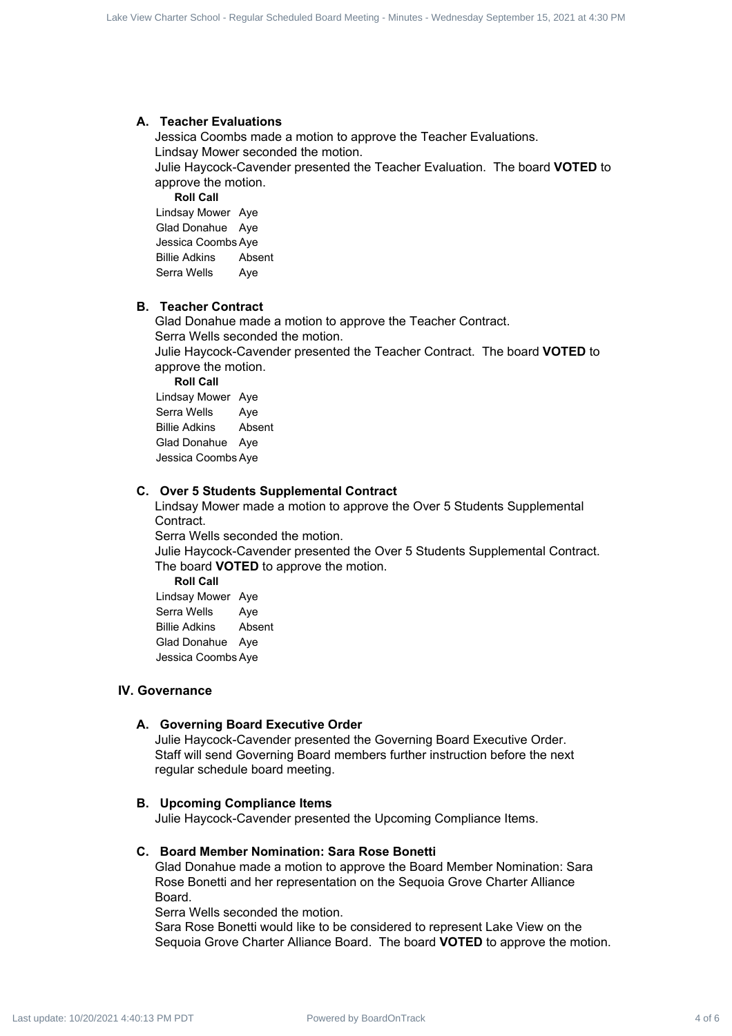### A. Teacher Evaluations

Jessica Coombs made a motion to approve the Teacher Evaluations.
Lindsay Mower seconded the motion.
Julie Haycock-Cavender presented the Teacher Evaluation. The board **VOTED** to approve the motion.

**Roll Call**

| | |
|---|---|
| Lindsay Mower | Aye |
| Glad Donahue | Aye |
| Jessica Coombs | Aye |
| Billie Adkins | Absent |
| Serra Wells | Aye |

### B. Teacher Contract

Glad Donahue made a motion to approve the Teacher Contract.
Serra Wells seconded the motion.
Julie Haycock-Cavender presented the Teacher Contract. The board **VOTED** to approve the motion.

**Roll Call**

| | |
|---|---|
| Lindsay Mower | Aye |
| Serra Wells | Aye |
| Billie Adkins | Absent |
| Glad Donahue | Aye |
| Jessica Coombs | Aye |

### C. Over 5 Students Supplemental Contract

Lindsay Mower made a motion to approve the Over 5 Students Supplemental Contract.
Serra Wells seconded the motion.
Julie Haycock-Cavender presented the Over 5 Students Supplemental Contract. The board **VOTED** to approve the motion.

**Roll Call**

| | |
|---|---|
| Lindsay Mower | Aye |
| Serra Wells | Aye |
| Billie Adkins | Absent |
| Glad Donahue | Aye |
| Jessica Coombs | Aye |

## IV. Governance

### A. Governing Board Executive Order

Julie Haycock-Cavender presented the Governing Board Executive Order.
Staff will send Governing Board members further instruction before the next regular schedule board meeting.

### B. Upcoming Compliance Items

Julie Haycock-Cavender presented the Upcoming Compliance Items.

### C. Board Member Nomination: Sara Rose Bonetti

Glad Donahue made a motion to approve the Board Member Nomination: Sara Rose Bonetti and her representation on the Sequoia Grove Charter Alliance Board.
Serra Wells seconded the motion.
Sara Rose Bonetti would like to be considered to represent Lake View on the Sequoia Grove Charter Alliance Board. The board **VOTED** to approve the motion.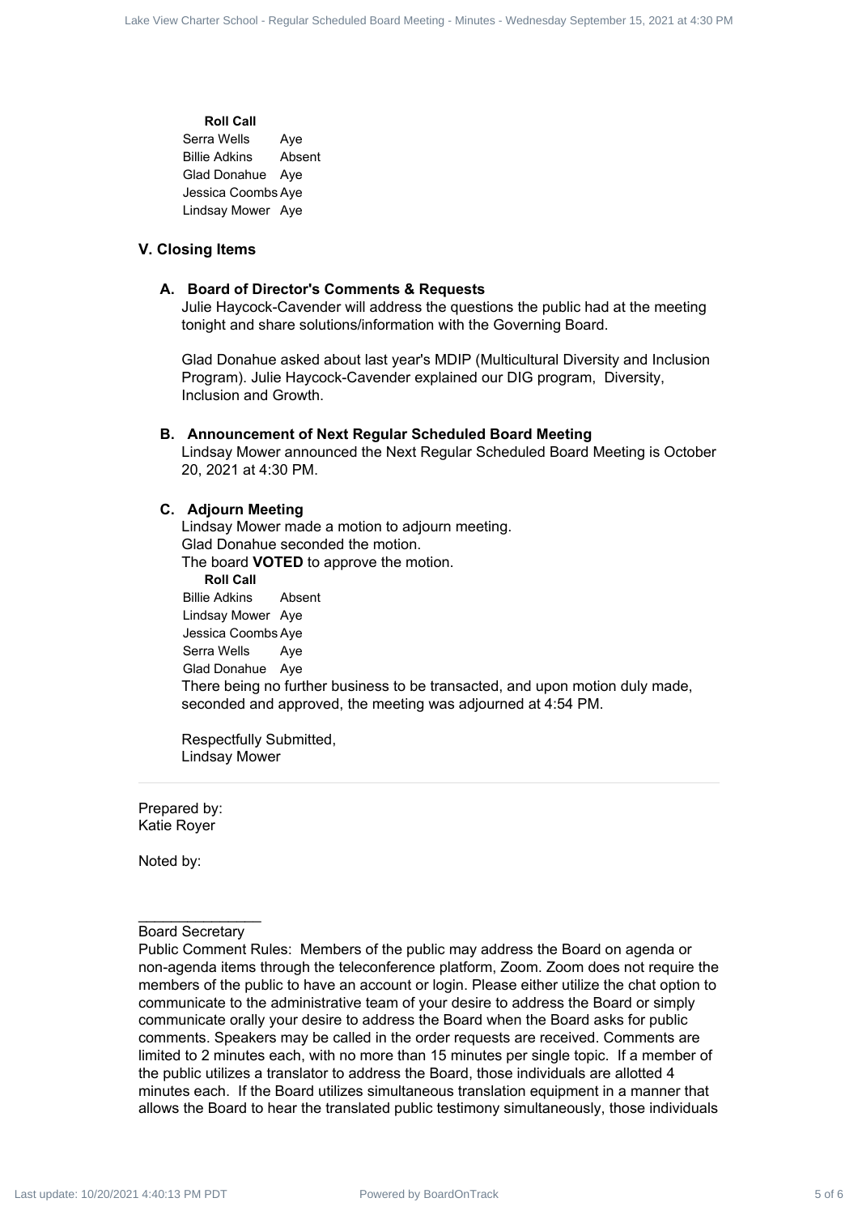**Roll Call**

| | |
|---|---|
| Serra Wells | Aye |
| Billie Adkins | Absent |
| Glad Donahue | Aye |
| Jessica Coombs | Aye |
| Lindsay Mower | Aye |

## V. Closing Items

### A. Board of Director's Comments & Requests

Julie Haycock-Cavender will address the questions the public had at the meeting tonight and share solutions/information with the Governing Board.

Glad Donahue asked about last year's MDIP (Multicultural Diversity and Inclusion Program). Julie Haycock-Cavender explained our DIG program, Diversity, Inclusion and Growth.

### B. Announcement of Next Regular Scheduled Board Meeting

Lindsay Mower announced the Next Regular Scheduled Board Meeting is October 20, 2021 at 4:30 PM.

### C. Adjourn Meeting

Lindsay Mower made a motion to adjourn meeting.
Glad Donahue seconded the motion.
The board **VOTED** to approve the motion.

**Roll Call**

| | |
|---|---|
| Billie Adkins | Absent |
| Lindsay Mower | Aye |
| Jessica Coombs | Aye |
| Serra Wells | Aye |
| Glad Donahue | Aye |

There being no further business to be transacted, and upon motion duly made, seconded and approved, the meeting was adjourned at 4:54 PM.

Respectfully Submitted,
Lindsay Mower

---

Prepared by:
Katie Royer

Noted by:

_______________
Board Secretary

Public Comment Rules: Members of the public may address the Board on agenda or non-agenda items through the teleconference platform, Zoom. Zoom does not require the members of the public to have an account or login. Please either utilize the chat option to communicate to the administrative team of your desire to address the Board or simply communicate orally your desire to address the Board when the Board asks for public comments. Speakers may be called in the order requests are received. Comments are limited to 2 minutes each, with no more than 15 minutes per single topic. If a member of the public utilizes a translator to address the Board, those individuals are allotted 4 minutes each. If the Board utilizes simultaneous translation equipment in a manner that allows the Board to hear the translated public testimony simultaneously, those individuals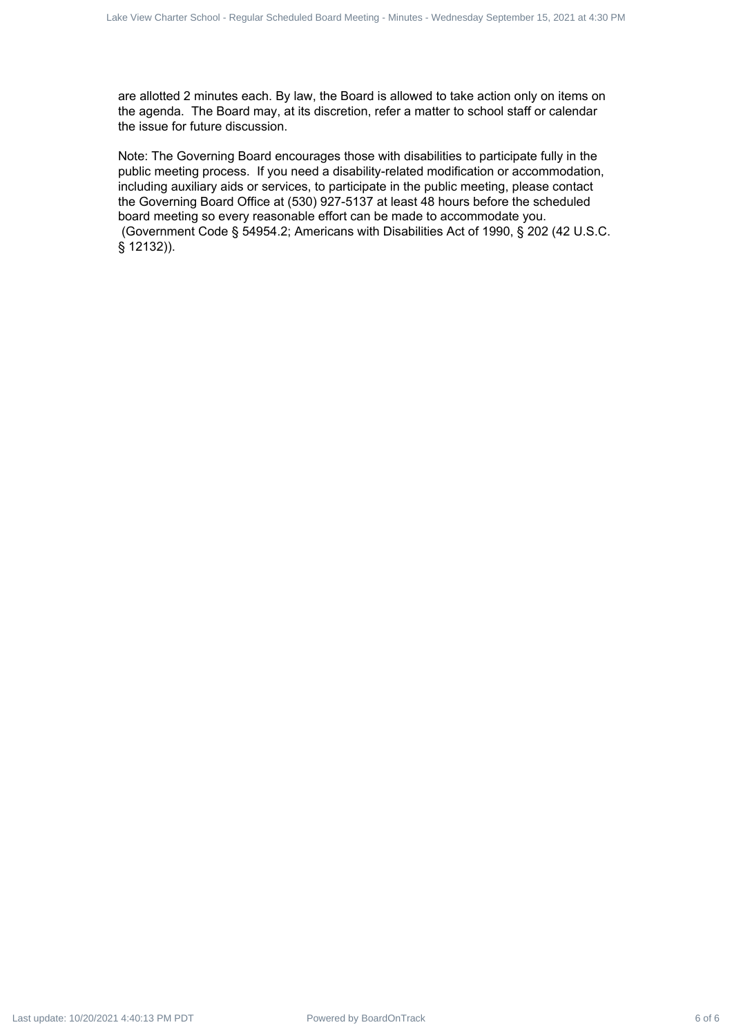are allotted 2 minutes each. By law, the Board is allowed to take action only on items on the agenda. The Board may, at its discretion, refer a matter to school staff or calendar the issue for future discussion.

Note: The Governing Board encourages those with disabilities to participate fully in the public meeting process. If you need a disability-related modification or accommodation, including auxiliary aids or services, to participate in the public meeting, please contact the Governing Board Office at (530) 927-5137 at least 48 hours before the scheduled board meeting so every reasonable effort can be made to accommodate you.
(Government Code § 54954.2; Americans with Disabilities Act of 1990, § 202 (42 U.S.C. § 12132)).